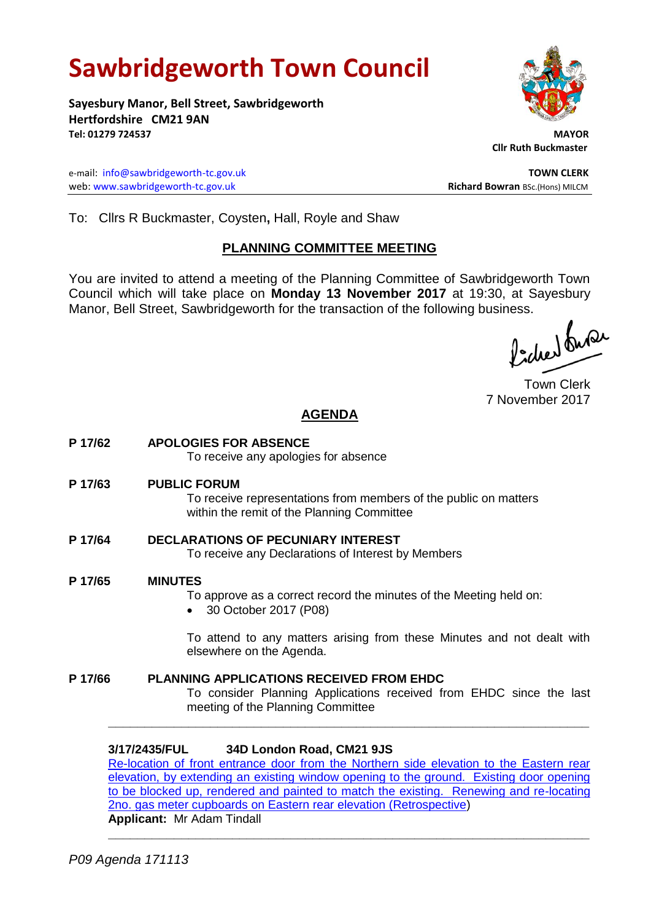# Sawbridgeworth Town Council

**Sayesbury Manor, Bell Street, Sawbridgeworth**
**Hertfordshire CM21 9AN**
**Tel: 01279 724537**

**MAYOR**
**Cllr Ruth Buckmaster**

e-mail: info@sawbridgeworth-tc.gov.uk
web: www.sawbridgeworth-tc.gov.uk

**TOWN CLERK**
**Richard Bowran** BSc.(Hons) MILCM

To: Cllrs R Buckmaster, Coysten**,** Hall, Royle and Shaw

## PLANNING COMMITTEE MEETING

You are invited to attend a meeting of the Planning Committee of Sawbridgeworth Town Council which will take place on **Monday 13 November 2017** at 19:30, at Sayesbury Manor, Bell Street, Sawbridgeworth for the transaction of the following business.

Town Clerk
7 November 2017

## AGENDA

**P 17/62 APOLOGIES FOR ABSENCE**
To receive any apologies for absence

**P 17/63 PUBLIC FORUM**
To receive representations from members of the public on matters within the remit of the Planning Committee

**P 17/64 DECLARATIONS OF PECUNIARY INTEREST**
To receive any Declarations of Interest by Members

**P 17/65 MINUTES**
To approve as a correct record the minutes of the Meeting held on:

- 30 October 2017 (P08)

To attend to any matters arising from these Minutes and not dealt with elsewhere on the Agenda.

**P 17/66 PLANNING APPLICATIONS RECEIVED FROM EHDC**
To consider Planning Applications received from EHDC since the last meeting of the Planning Committee

---

**3/17/2435/FUL 34D London Road, CM21 9JS**
Re-location of front entrance door from the Northern side elevation to the Eastern rear elevation, by extending an existing window opening to the ground. Existing door opening to be blocked up, rendered and painted to match the existing. Renewing and re-locating 2no. gas meter cupboards on Eastern rear elevation (Retrospective)
**Applicant:** Mr Adam Tindall

---

*P09 Agenda 171113*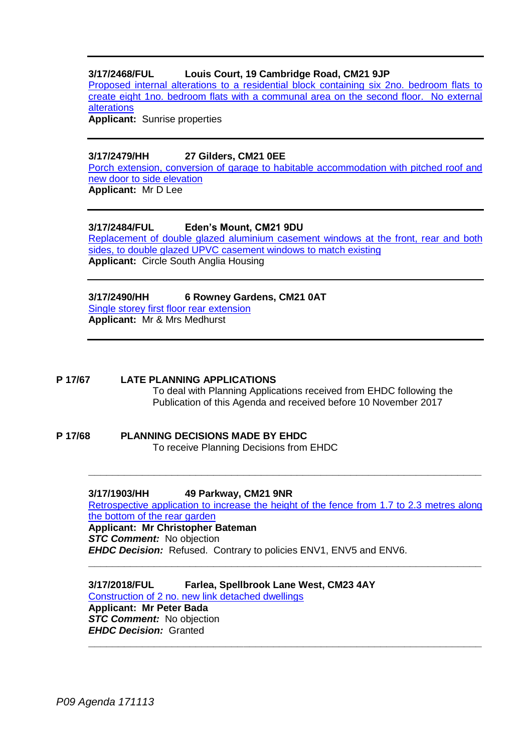**3/17/2468/FUL Louis Court, 19 Cambridge Road, CM21 9JP**

Proposed internal alterations to a residential block containing six 2no. bedroom flats to create eight 1no. bedroom flats with a communal area on the second floor. No external alterations

**Applicant:** Sunrise properties

---

**3/17/2479/HH 27 Gilders, CM21 0EE**

Porch extension, conversion of garage to habitable accommodation with pitched roof and new door to side elevation

**Applicant:** Mr D Lee

---

**3/17/2484/FUL Eden's Mount, CM21 9DU**

Replacement of double glazed aluminium casement windows at the front, rear and both sides, to double glazed UPVC casement windows to match existing

**Applicant:** Circle South Anglia Housing

---

**3/17/2490/HH 6 Rowney Gardens, CM21 0AT**

Single storey first floor rear extension

**Applicant:** Mr & Mrs Medhurst

---

**P 17/67 LATE PLANNING APPLICATIONS**

To deal with Planning Applications received from EHDC following the Publication of this Agenda and received before 10 November 2017

**P 17/68 PLANNING DECISIONS MADE BY EHDC**

To receive Planning Decisions from EHDC

---

**3/17/1903/HH 49 Parkway, CM21 9NR**

Retrospective application to increase the height of the fence from 1.7 to 2.3 metres along the bottom of the rear garden

**Applicant: Mr Christopher Bateman**

***STC Comment:*** No objection

***EHDC Decision:*** Refused. Contrary to policies ENV1, ENV5 and ENV6.

---

**3/17/2018/FUL Farlea, Spellbrook Lane West, CM23 4AY**

Construction of 2 no. new link detached dwellings

**Applicant: Mr Peter Bada**

***STC Comment:*** No objection

***EHDC Decision:*** Granted

---

*P09 Agenda 171113*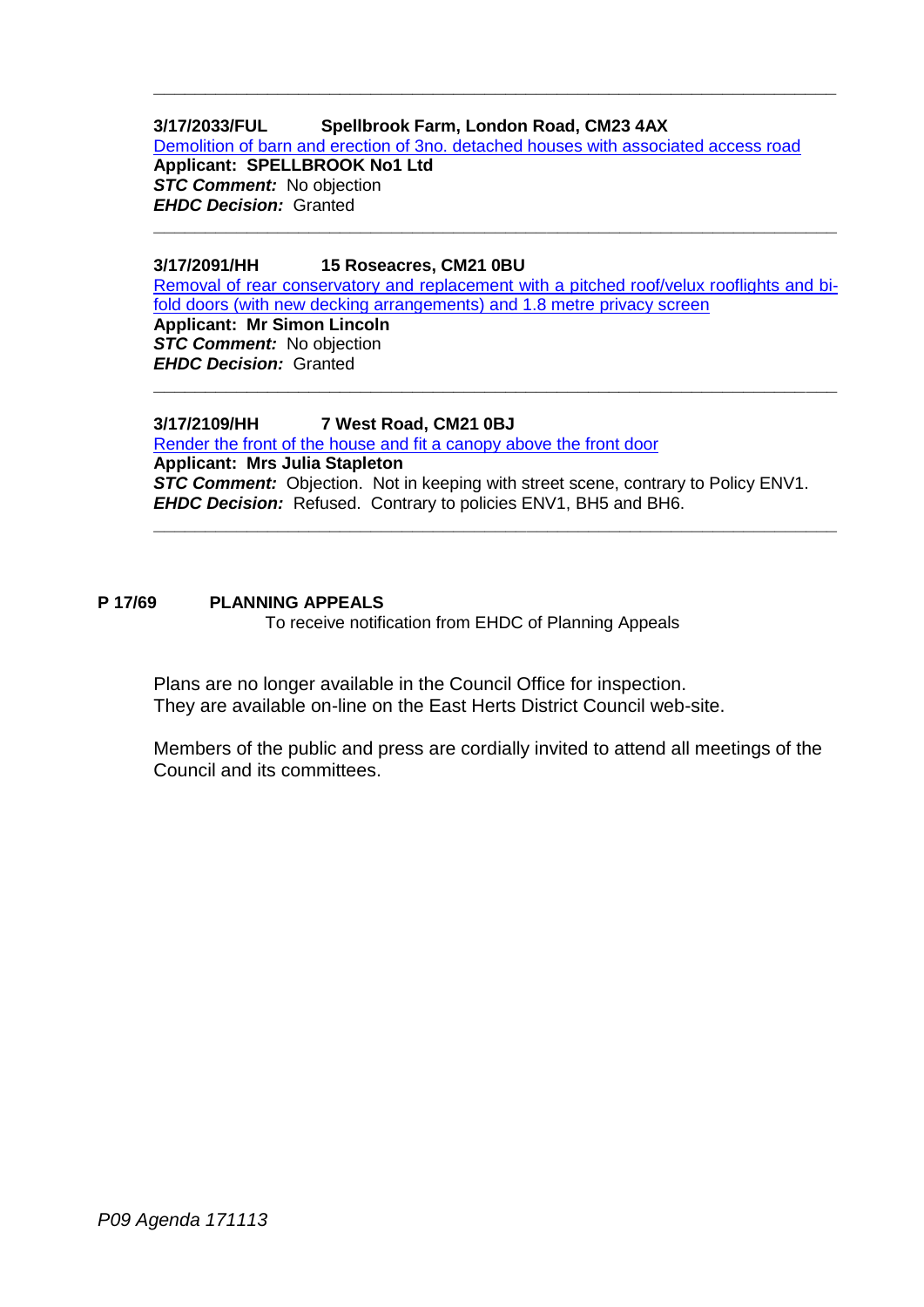---

**3/17/2033/FUL Spellbrook Farm, London Road, CM23 4AX**

Demolition of barn and erection of 3no. detached houses with associated access road

**Applicant: SPELLBROOK No1 Ltd**

***STC Comment:*** No objection

***EHDC Decision:*** Granted

---

**3/17/2091/HH 15 Roseacres, CM21 0BU**

Removal of rear conservatory and replacement with a pitched roof/velux rooflights and bi-fold doors (with new decking arrangements) and 1.8 metre privacy screen

**Applicant: Mr Simon Lincoln**

***STC Comment:*** No objection

***EHDC Decision:*** Granted

---

**3/17/2109/HH 7 West Road, CM21 0BJ**

Render the front of the house and fit a canopy above the front door

**Applicant: Mrs Julia Stapleton**

***STC Comment:*** Objection. Not in keeping with street scene, contrary to Policy ENV1.

***EHDC Decision:*** Refused. Contrary to policies ENV1, BH5 and BH6.

---

**P 17/69 PLANNING APPEALS**

To receive notification from EHDC of Planning Appeals

Plans are no longer available in the Council Office for inspection.
They are available on-line on the East Herts District Council web-site.

Members of the public and press are cordially invited to attend all meetings of the Council and its committees.

*P09 Agenda 171113*